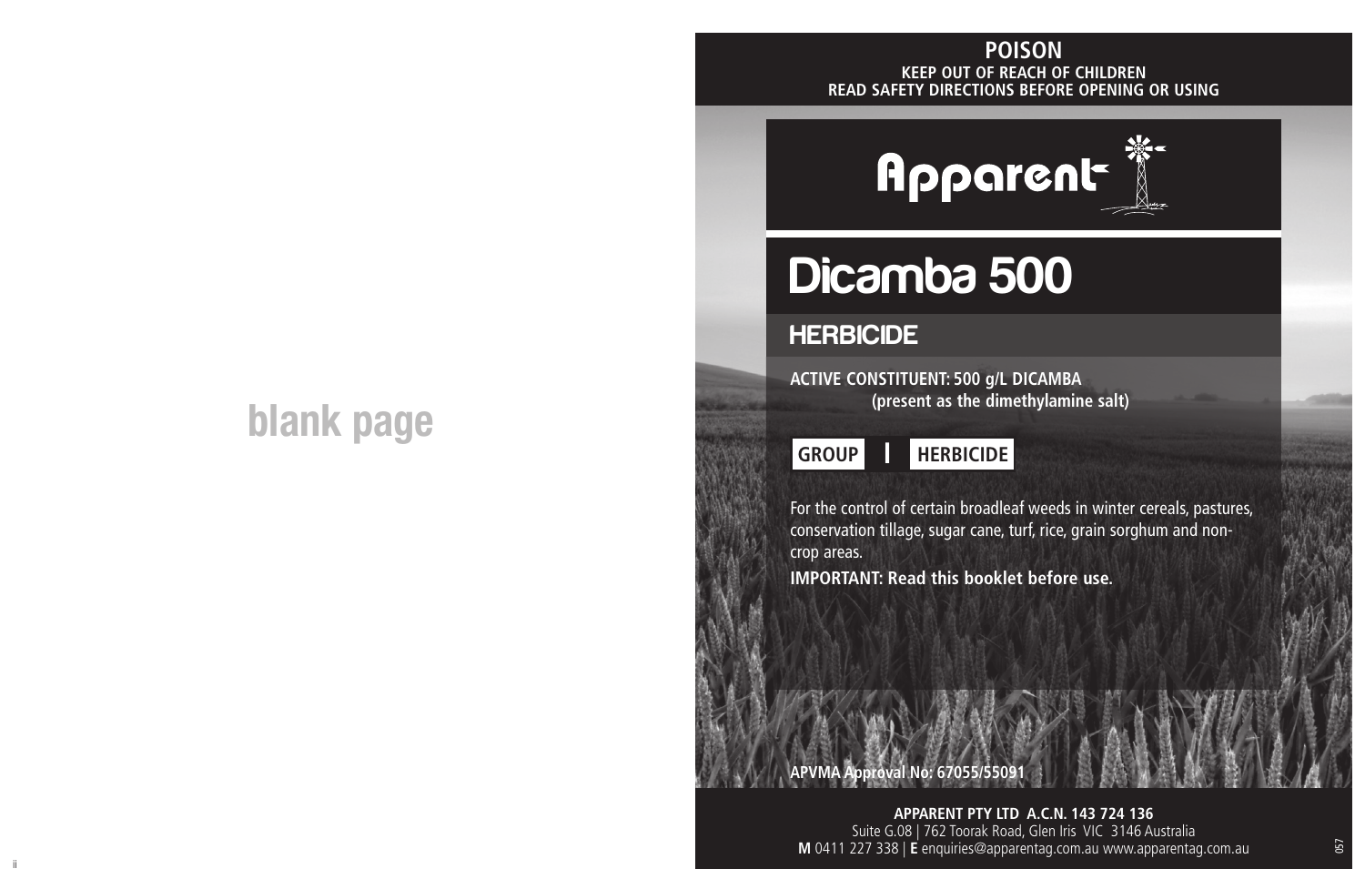blank page

**POISON**

**KEEP OUT OF REACH OF CHILDREN**

**READ SAFETY DIRECTIONS BEFORE OPENING OR USING**

# Apparent

# Dicamba 500

## HERBICIDE

**ACTIVE CONSTITUENT: 500 g/L DICAMBA**
**(present as the dimethylamine salt)**

**GROUP I HERBICIDE**

For the control of certain broadleaf weeds in winter cereals, pastures, conservation tillage, sugar cane, turf, rice, grain sorghum and non-crop areas.

**IMPORTANT: Read this booklet before use.**

**APVMA Approval No: 67055/55091**

**APPARENT PTY LTD A.C.N. 143 724 136**

Suite G.08 | 762 Toorak Road, Glen Iris VIC 3146 Australia

**M** 0411 227 338 | **E** enquiries@apparentag.com.au www.apparentag.com.au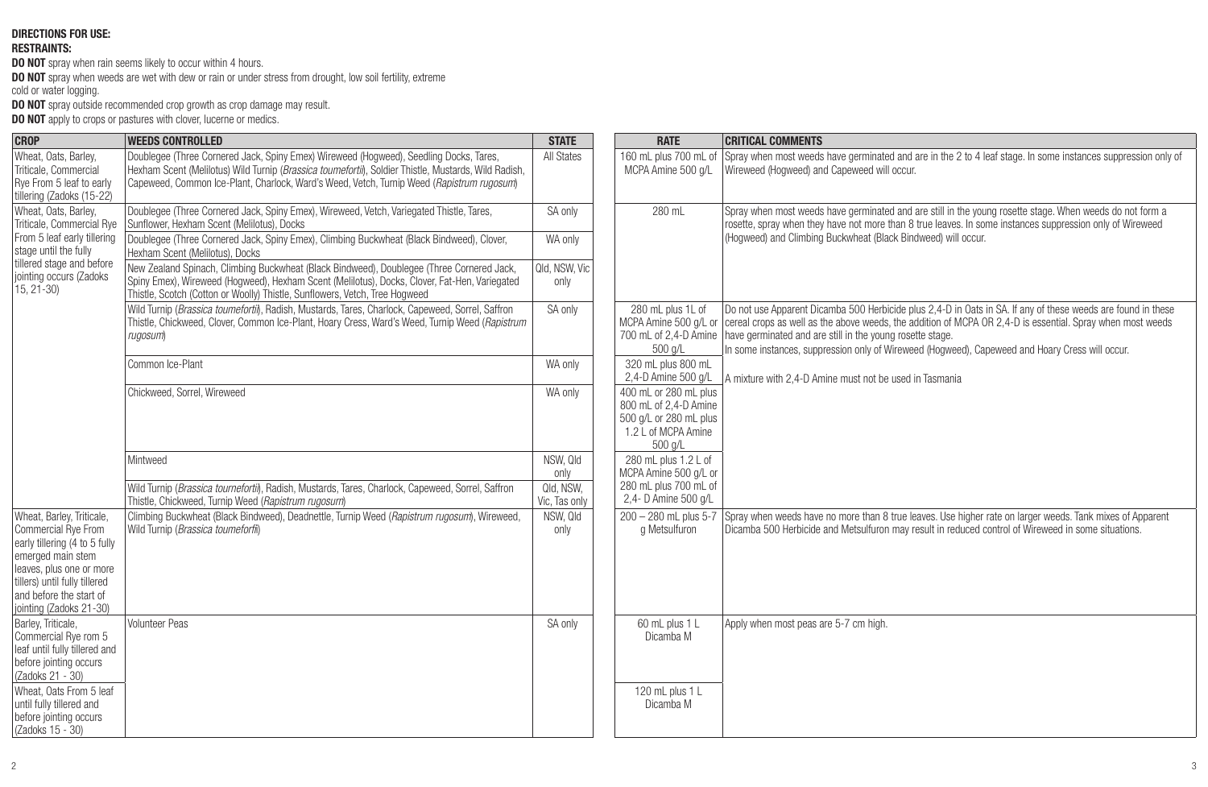**DIRECTIONS FOR USE:**

**RESTRAINTS:**

**DO NOT** spray when rain seems likely to occur within 4 hours.

**DO NOT** spray when weeds are wet with dew or rain or under stress from drought, low soil fertility, extreme cold or water logging.

**DO NOT** spray outside recommended crop growth as crop damage may result.

**DO NOT** apply to crops or pastures with clover, lucerne or medics.

| CROP | WEEDS CONTROLLED | STATE | RATE | CRITICAL COMMENTS |
|---|---|---|---|---|
| Wheat, Oats, Barley, Triticale, Commercial Rye From 5 leaf to early tillering (Zadoks (15-22) | Doublegee (Three Cornered Jack, Spiny Emex) Wireweed (Hogweed), Seedling Docks, Tares, Hexham Scent (Melilotus) Wild Turnip (*Brassica tournefortii*), Soldier Thistle, Mustards, Wild Radish, Capeweed, Common Ice-Plant, Charlock, Ward's Weed, Vetch, Turnip Weed (*Rapistrum rugosum*) | All States | 160 mL plus 700 mL of MCPA Amine 500 g/L | Spray when most weeds have germinated and are in the 2 to 4 leaf stage. In some instances suppression only of Wireweed (Hogweed) and Capeweed will occur. |
| Wheat, Oats, Barley, Triticale, Commercial Rye From 5 leaf early tillering stage until the fully tillered stage and before jointing occurs (Zadoks 15, 21-30) | Doublegee (Three Cornered Jack, Spiny Emex), Wireweed (Hogweed), Vetch, Variegated Thistle, Tares, Sunflower, Hexham Scent (Melilotus), Docks | SA only | 280 mL | Spray when most weeds have germinated and are still in the young rosette stage. When weeds do not form a rosette, spray when they have not more than 8 true leaves. In some instances suppression only of Wireweed (Hogweed) and Climbing Buckwheat (Black Bindweed) will occur. |
| | Doublegee (Three Cornered Jack, Spiny Emex), Climbing Buckwheat (Black Bindweed), Clover, Hexham Scent (Melilotus), Docks | WA only | | |
| | New Zealand Spinach, Climbing Buckwheat (Black Bindweed), Doublegee (Three Cornered Jack, Spiny Emex), Wireweed (Hogweed), Hexham Scent (Melilotus), Docks, Clover, Fat-Hen, Variegated Thistle, Scotch (Cotton or Woolly) Thistle, Sunflowers, Vetch, Tree Hogweed | Qld, NSW, Vic only | | |
| | Wild Turnip (*Brassica tournefortii*), Radish, Mustards, Tares, Charlock, Capeweed, Sorrel, Saffron Thistle, Chickweed, Clover, Common Ice-Plant, Hoary Cress, Ward's Weed, Turnip Weed (*Rapistrum rugosum*) | SA only | 280 mL plus 1L of MCPA Amine 500 g/L or 700 mL of 2,4-D Amine 500 g/L | Do not use Apparent Dicamba 500 Herbicide plus 2,4-D in Oats in SA. If any of these weeds are found in these cereal crops as well as the above weeds, the addition of MCPA OR 2,4-D is essential. Spray when most weeds have germinated and are still in the young rosette stage. In some instances, suppression only of Wireweed (Hogweed), Capeweed and Hoary Cress will occur. A mixture with 2,4-D Amine must not be used in Tasmania |
| | Common Ice-Plant | WA only | 320 mL plus 800 mL 2,4-D Amine 500 g/L | |
| | Chickweed, Sorrel, Wireweed | WA only | 400 mL or 280 mL plus 800 mL of 2,4-D Amine 500 g/L or 280 mL plus 1.2 L of MCPA Amine 500 g/L | |
| | Mintweed | NSW, Qld only | 280 mL plus 1.2 L of MCPA Amine 500 g/L or 280 mL plus 700 mL of 2,4- D Amine 500 g/L | |
| | Wild Turnip (*Brassica tournefortii*), Radish, Mustards, Tares, Charlock, Capeweed, Sorrel, Saffron Thistle, Chickweed, Turnip Weed (*Rapistrum rugosum*) | Qld, NSW, Vic, Tas only | | |
| Wheat, Barley, Triticale, Commercial Rye From early tillering (4 to 5 fully emerged main stem leaves, plus one or more tillers) until fully tillered and before the start of jointing (Zadoks 21-30) | Climbing Buckwheat (Black Bindweed), Deadnettle, Turnip Weed (*Rapistrum rugosum*), Wireweed, Wild Turnip (*Brassica tourneforfii*) | NSW, Qld only | 200 – 280 mL plus 5-7 g Metsulfuron | Spray when weeds have no more than 8 true leaves. Use higher rate on larger weeds. Tank mixes of Apparent Dicamba 500 Herbicide and Metsulfuron may result in reduced control of Wireweed in some situations. |
| Barley, Triticale, Commercial Rye rom 5 leaf until fully tillered and before jointing occurs (Zadoks 21 - 30) | Volunteer Peas | SA only | 60 mL plus 1 L Dicamba M | Apply when most peas are 5-7 cm high. |
| Wheat, Oats From 5 leaf until fully tillered and before jointing occurs (Zadoks 15 - 30) | | | 120 mL plus 1 L Dicamba M | |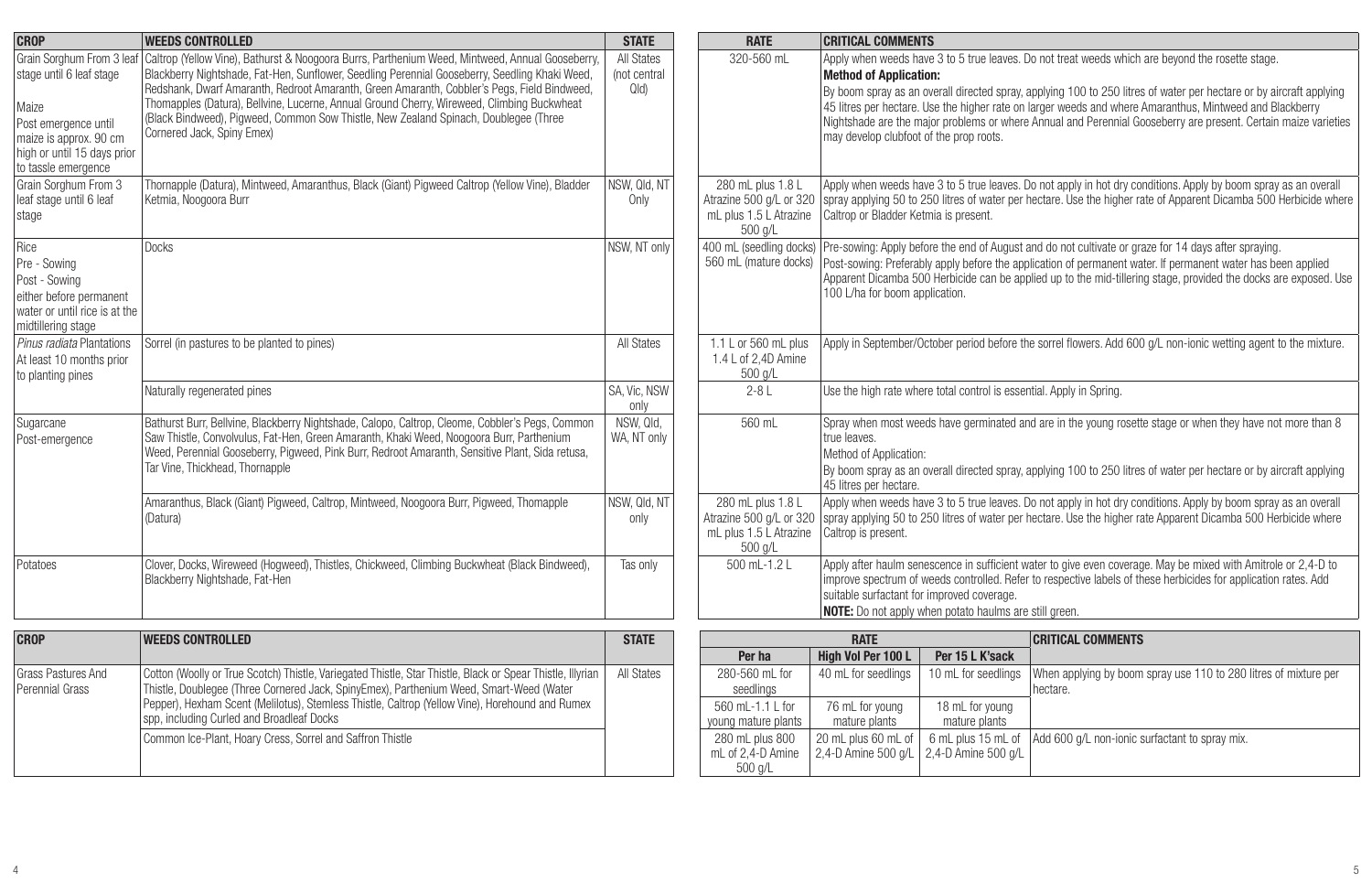| CROP | WEEDS CONTROLLED | STATE | RATE | CRITICAL COMMENTS |
|---|---|---|---|---|
| Grain Sorghum From 3 leaf stage until 6 leaf stage<br><br>Maize<br>Post emergence until maize is approx. 90 cm high or until 15 days prior to tassle emergence | Caltrop (Yellow Vine), Bathurst & Noogoora Burrs, Parthenium Weed, Mintweed, Annual Gooseberry, Blackberry Nightshade, Fat-Hen, Sunflower, Seedling Perennial Gooseberry, Seedling Khaki Weed, Redshank, Dwarf Amaranth, Redroot Amaranth, Green Amaranth, Cobbler's Pegs, Field Bindweed, Thornapples (Datura), Bellvine, Lucerne, Annual Ground Cherry, Wireweed, Climbing Buckwheat (Black Bindweed), Pigweed, Common Sow Thistle, New Zealand Spinach, Doublegee (Three Cornered Jack, Spiny Emex) | All States (not central Qld) | 320-560 mL | Apply when weeds have 3 to 5 true leaves. Do not treat weeds which are beyond the rosette stage.<br>**Method of Application:**<br>By boom spray as an overall directed spray, applying 100 to 250 litres of water per hectare or by aircraft applying 45 litres per hectare. Use the higher rate on larger weeds and where Amaranthus, Mintweed and Blackberry Nightshade are the major problems or where Annual and Perennial Gooseberry are present. Certain maize varieties may develop clubfoot of the prop roots. |
| Grain Sorghum From 3 leaf stage until 6 leaf stage | Thornapple (Datura), Mintweed, Amaranthus, Black (Giant) Pigweed Caltrop (Yellow Vine), Bladder Ketmia, Noogoora Burr | NSW, Qld, NT Only | 280 mL plus 1.8 L Atrazine 500 g/L or 320 mL plus 1.5 L Atrazine 500 g/L | Apply when weeds have 3 to 5 true leaves. Do not apply in hot dry conditions. Apply by boom spray as an overall spray applying 50 to 250 litres of water per hectare. Use the higher rate of Apparent Dicamba 500 Herbicide where Caltrop or Bladder Ketmia is present. |
| Rice<br>Pre - Sowing<br>Post - Sowing<br>either before permanent water or until rice is at the midtillering stage | Docks | NSW, NT only | 400 mL (seedling docks)<br>560 mL (mature docks) | Pre-sowing: Apply before the end of August and do not cultivate or graze for 14 days after spraying.<br>Post-sowing: Preferably apply before the application of permanent water. If permanent water has been applied Apparent Dicamba 500 Herbicide can be applied up to the mid-tillering stage, provided the docks are exposed. Use 100 L/ha for boom application. |
| *Pinus radiata* Plantations At least 10 months prior to planting pines | Sorrel (in pastures to be planted to pines) | All States | 1.1 L or 560 mL plus 1.4 L of 2,4D Amine 500 g/L | Apply in September/October period before the sorrel flowers. Add 600 g/L non-ionic wetting agent to the mixture. |
| | Naturally regenerated pines | SA, Vic, NSW only | 2-8 L | Use the high rate where total control is essential. Apply in Spring. |
| Sugarcane<br>Post-emergence | Bathurst Burr, Bellvine, Blackberry Nightshade, Calopo, Caltrop, Cleome, Cobbler's Pegs, Common Saw Thistle, Convolvulus, Fat-Hen, Green Amaranth, Khaki Weed, Noogoora Burr, Parthenium Weed, Perennial Gooseberry, Pigweed, Pink Burr, Redroot Amaranth, Sensitive Plant, Sida retusa, Tar Vine, Thickhead, Thornapple | NSW, Qld, WA, NT only | 560 mL | Spray when most weeds have germinated and are in the young rosette stage or when they have not more than 8 true leaves.<br>Method of Application:<br>By boom spray as an overall directed spray, applying 100 to 250 litres of water per hectare or by aircraft applying 45 litres per hectare. |
| | Amaranthus, Black (Giant) Pigweed, Caltrop, Mintweed, Noogoora Burr, Pigweed, Thornapple (Datura) | NSW, Qld, NT only | 280 mL plus 1.8 L Atrazine 500 g/L or 320 mL plus 1.5 L Atrazine 500 g/L | Apply when weeds have 3 to 5 true leaves. Do not apply in hot dry conditions. Apply by boom spray as an overall spray applying 50 to 250 litres of water per hectare. Use the higher rate Apparent Dicamba 500 Herbicide where Caltrop is present. |
| Potatoes | Clover, Docks, Wireweed (Hogweed), Thistles, Chickweed, Climbing Buckwheat (Black Bindweed), Blackberry Nightshade, Fat-Hen | Tas only | 500 mL-1.2 L | Apply after haulm senescence in sufficient water to give even coverage. May be mixed with Amitrole or 2,4-D to improve spectrum of weeds controlled. Refer to respective labels of these herbicides for application rates. Add suitable surfactant for improved coverage.<br>**NOTE:** Do not apply when potato haulms are still green. |

| CROP | WEEDS CONTROLLED | STATE | RATE | | | CRITICAL COMMENTS |
|---|---|---|---|---|---|---|
| | | | Per ha | High Vol Per 100 L | Per 15 L K'sack | |
| Grass Pastures And Perennial Grass | Cotton (Woolly or True Scotch) Thistle, Variegated Thistle, Star Thistle, Black or Spear Thistle, Illyrian Thistle, Doublegee (Three Cornered Jack, SpinyEmex), Parthenium Weed, Smart-Weed (Water Pepper), Hexham Scent (Melilotus), Stemless Thistle, Caltrop (Yellow Vine), Horehound and Rumex spp, including Curled and Broadleaf Docks | All States | 280-560 mL for seedlings | 40 mL for seedlings | 10 mL for seedlings | When applying by boom spray use 110 to 280 litres of mixture per hectare. |
| | | | 560 mL-1.1 L for young mature plants | 76 mL for young mature plants | 18 mL for young mature plants | |
| | Common Ice-Plant, Hoary Cress, Sorrel and Saffron Thistle | | 280 mL plus 800 mL of 2,4-D Amine 500 g/L | 20 mL plus 60 mL of 2,4-D Amine 500 g/L | 6 mL plus 15 mL of 2,4-D Amine 500 g/L | Add 600 g/L non-ionic surfactant to spray mix. |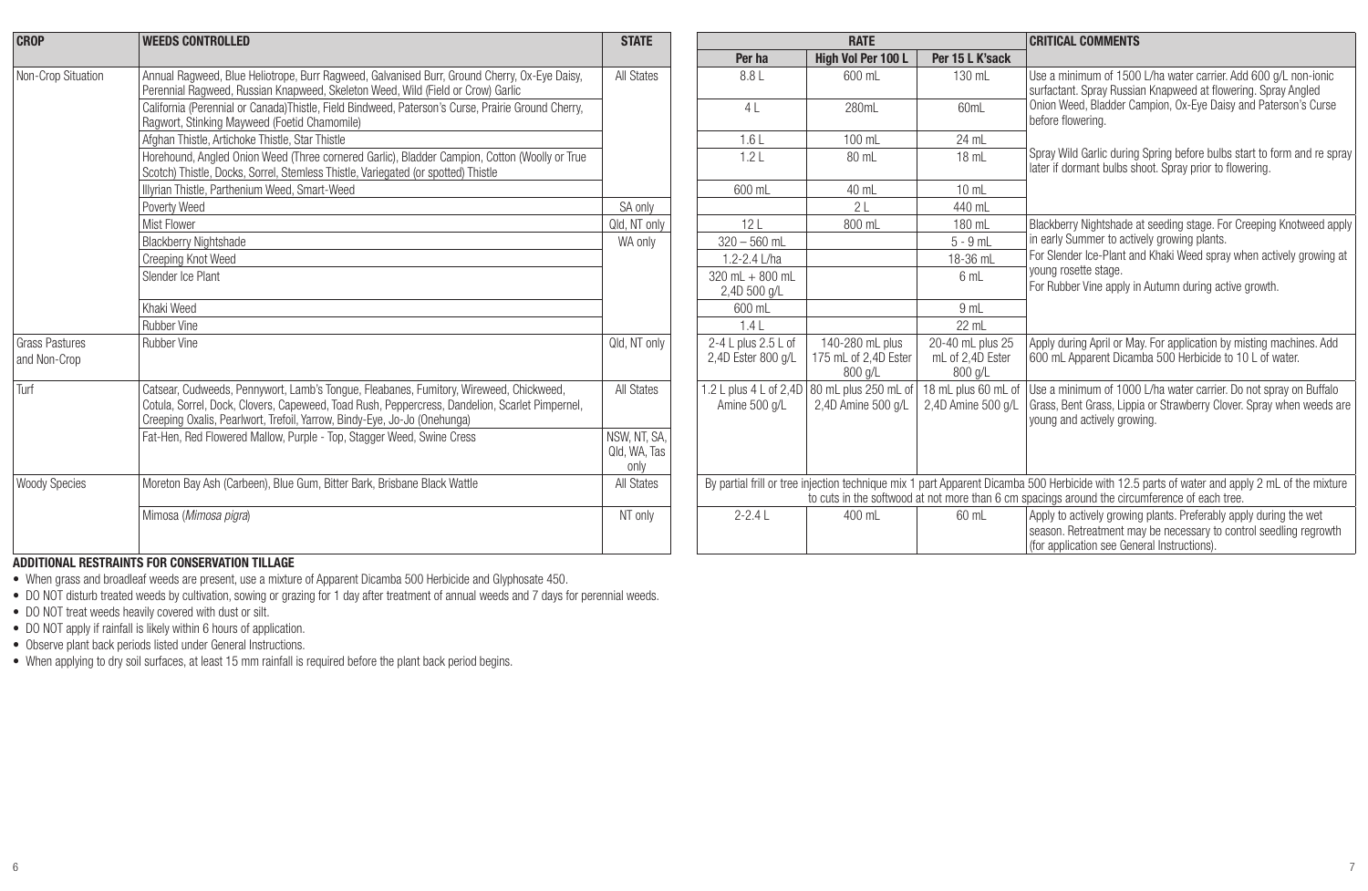| CROP | WEEDS CONTROLLED | STATE | RATE | | | CRITICAL COMMENTS |
|---|---|---|---|---|---|---|
| | | | Per ha | High Vol Per 100 L | Per 15 L K'sack | |
| Non-Crop Situation | Annual Ragweed, Blue Heliotrope, Burr Ragweed, Galvanised Burr, Ground Cherry, Ox-Eye Daisy, Perennial Ragweed, Russian Knapweed, Skeleton Weed, Wild (Field or Crow) Garlic | All States | 8.8 L | 600 mL | 130 mL | Use a minimum of 1500 L/ha water carrier. Add 600 g/L non-ionic surfactant. Spray Russian Knapweed at flowering. Spray Angled Onion Weed, Bladder Campion, Ox-Eye Daisy and Paterson's Curse before flowering. |
| | California (Perennial or Canada)Thistle, Field Bindweed, Paterson's Curse, Prairie Ground Cherry, Ragwort, Stinking Mayweed (Foetid Chamomile) | | 4 L | 280mL | 60mL | |
| | Afghan Thistle, Artichoke Thistle, Star Thistle | | 1.6 L | 100 mL | 24 mL | Spray Wild Garlic during Spring before bulbs start to form and re spray later if dormant bulbs shoot. Spray prior to flowering. |
| | Horehound, Angled Onion Weed (Three cornered Garlic), Bladder Campion, Cotton (Woolly or True Scotch) Thistle, Docks, Sorrel, Stemless Thistle, Variegated (or spotted) Thistle | | 1.2 L | 80 mL | 18 mL | |
| | Illyrian Thistle, Parthenium Weed, Smart-Weed | | 600 mL | 40 mL | 10 mL | |
| | Poverty Weed | SA only | | 2 L | 440 mL | |
| | Mist Flower | Qld, NT only | 12 L | 800 mL | 180 mL | Blackberry Nightshade at seeding stage. For Creeping Knotweed apply in early Summer to actively growing plants. For Slender Ice-Plant and Khaki Weed spray when actively growing at young rosette stage. For Rubber Vine apply in Autumn during active growth. |
| | Blackberry Nightshade | WA only | 320 – 560 mL | | 5 - 9 mL | |
| | Creeping Knot Weed | | 1.2-2.4 L/ha | | 18-36 mL | |
| | Slender Ice Plant | | 320 mL + 800 mL 2,4D 500 g/L | | 6 mL | |
| | Khaki Weed | | 600 mL | | 9 mL | |
| | Rubber Vine | | 1.4 L | | 22 mL | |
| Grass Pastures and Non-Crop | Rubber Vine | Qld, NT only | 2-4 L plus 2.5 L of 2,4D Ester 800 g/L | 140-280 mL plus 175 mL of 2,4D Ester 800 g/L | 20-40 mL plus 25 mL of 2,4D Ester 800 g/L | Apply during April or May. For application by misting machines. Add 600 mL Apparent Dicamba 500 Herbicide to 10 L of water. |
| Turf | Catsear, Cudweeds, Pennywort, Lamb's Tongue, Fleabanes, Fumitory, Wireweed, Chickweed, Cotula, Sorrel, Dock, Clovers, Capeweed, Toad Rush, Peppercress, Dandelion, Scarlet Pimpernel, Creeping Oxalis, Pearlwort, Trefoil, Yarrow, Bindy-Eye, Jo-Jo (Onehunga) | All States | 1.2 L plus 4 L of 2,4D Amine 500 g/L | 80 mL plus 250 mL of 2,4D Amine 500 g/L | 18 mL plus 60 mL of 2,4D Amine 500 g/L | Use a minimum of 1000 L/ha water carrier. Do not spray on Buffalo Grass, Bent Grass, Lippia or Strawberry Clover. Spray when weeds are young and actively growing. |
| | Fat-Hen, Red Flowered Mallow, Purple - Top, Stagger Weed, Swine Cress | NSW, NT, SA, Qld, WA, Tas only | | | | |
| Woody Species | Moreton Bay Ash (Carbeen), Blue Gum, Bitter Bark, Brisbane Black Wattle | All States | By partial frill or tree injection technique mix 1 part Apparent Dicamba 500 Herbicide with 12.5 parts of water and apply 2 mL of the mixture to cuts in the softwood at not more than 6 cm spacings around the circumference of each tree. | | | |
| | Mimosa (*Mimosa pigra*) | NT only | 2-2.4 L | 400 mL | 60 mL | Apply to actively growing plants. Preferably apply during the wet season. Retreatment may be necessary to control seedling regrowth (for application see General Instructions). |

**ADDITIONAL RESTRAINTS FOR CONSERVATION TILLAGE**

- When grass and broadleaf weeds are present, use a mixture of Apparent Dicamba 500 Herbicide and Glyphosate 450.
- DO NOT disturb treated weeds by cultivation, sowing or grazing for 1 day after treatment of annual weeds and 7 days for perennial weeds.
- DO NOT treat weeds heavily covered with dust or silt.
- DO NOT apply if rainfall is likely within 6 hours of application.
- Observe plant back periods listed under General Instructions.
- When applying to dry soil surfaces, at least 15 mm rainfall is required before the plant back period begins.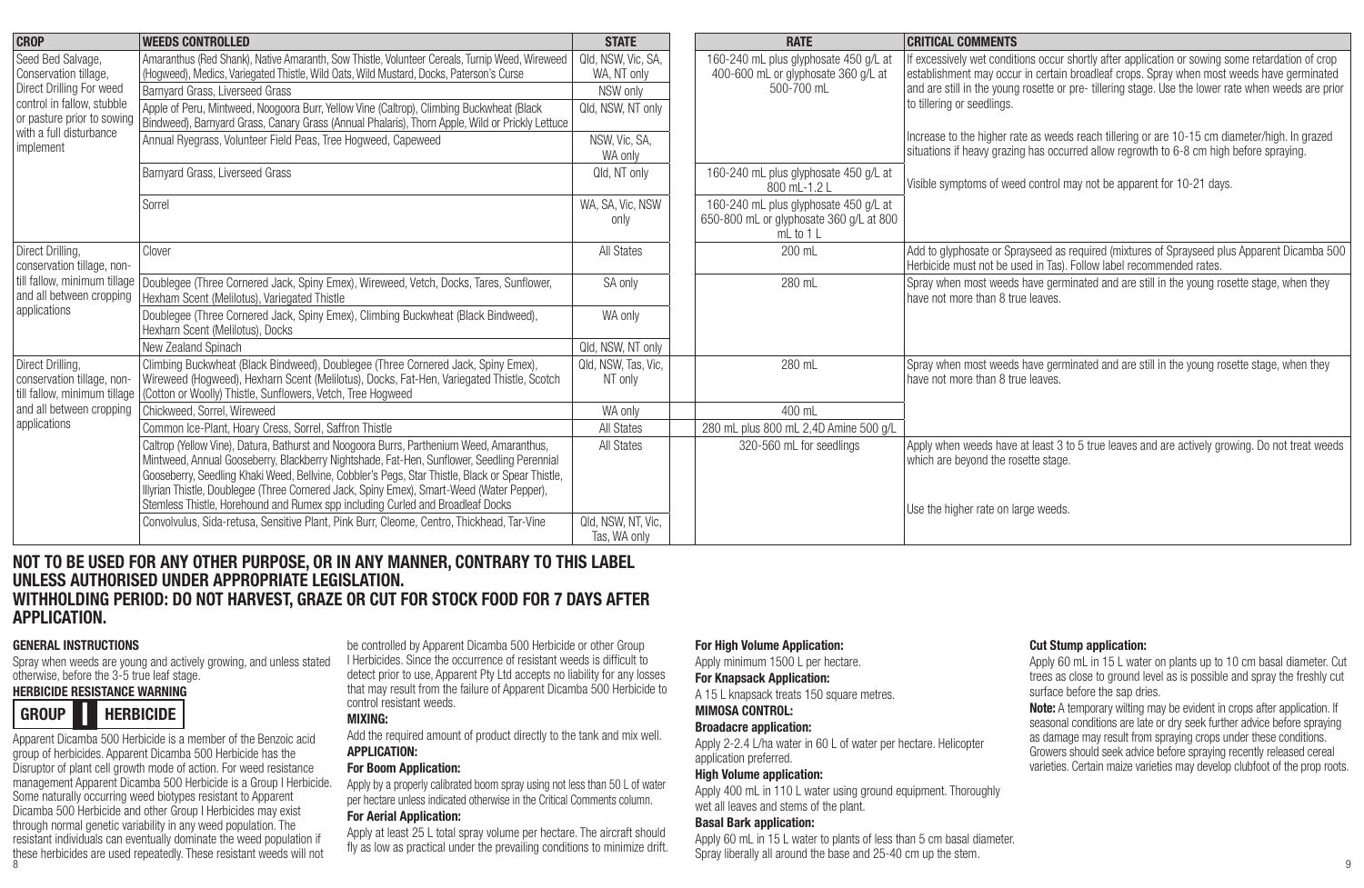| CROP | WEEDS CONTROLLED | STATE | RATE | CRITICAL COMMENTS |
|---|---|---|---|---|
| Seed Bed Salvage, Conservation tillage, Direct Drilling For weed control in fallow, stubble or pasture prior to sowing with a full disturbance implement | Amaranthus (Red Shank), Native Amaranth, Sow Thistle, Volunteer Cereals, Turnip Weed, Wireweed (Hogweed), Medics, Variegated Thistle, Wild Oats, Wild Mustard, Docks, Paterson's Curse | Qld, NSW, Vic, SA, WA, NT only | 160-240 mL plus glyphosate 450 g/L at 400-600 mL or glyphosate 360 g/L at 500-700 mL | If excessively wet conditions occur shortly after application or sowing some retardation of crop establishment may occur in certain broadleaf crops. Spray when most weeds have germinated and are still in the young rosette or pre- tillering stage. Use the lower rate when weeds are prior to tillering or seedlings. |
| | Barnyard Grass, Liverseed Grass | NSW only | | |
| | Apple of Peru, Mintweed, Noogoora Burr, Yellow Vine (Caltrop), Climbing Buckwheat (Black Bindweed), Barnyard Grass, Canary Grass (Annual Phalaris), Thorn Apple, Wild or Prickly Lettuce | Qld, NSW, NT only | | |
| | Annual Ryegrass, Volunteer Field Peas, Tree Hogweed, Capeweed | NSW, Vic, SA, WA only | | Increase to the higher rate as weeds reach tillering or are 10-15 cm diameter/high. In grazed situations if heavy grazing has occurred allow regrowth to 6-8 cm high before spraying. |
| | Barnyard Grass, Liverseed Grass | Qld, NT only | 160-240 mL plus glyphosate 450 g/L at 800 mL-1.2 L | Visible symptoms of weed control may not be apparent for 10-21 days. |
| | Sorrel | WA, SA, Vic, NSW only | 160-240 mL plus glyphosate 450 g/L at 650-800 mL or glyphosate 360 g/L at 800 mL to 1 L | |
| Direct Drilling, conservation tillage, non-till fallow, minimum tillage and all between cropping applications | Clover | All States | 200 mL | Add to glyphosate or Sprayseed as required (mixtures of Sprayseed plus Apparent Dicamba 500 Herbicide must not be used in Tas). Follow label recommended rates. |
| | Doublegee (Three Cornered Jack, Spiny Emex), Wireweed, Vetch, Docks, Tares, Sunflower, Hexham Scent (Melilotus), Variegated Thistle | SA only | 280 mL | Spray when most weeds have germinated and are still in the young rosette stage, when they have not more than 8 true leaves. |
| | Doublegee (Three Cornered Jack, Spiny Emex), Climbing Buckwheat (Black Bindweed), Hexham Scent (Melilotus), Docks | WA only | | |
| | New Zealand Spinach | Qld, NSW, NT only | | |
| Direct Drilling, conservation tillage, non-till fallow, minimum tillage and all between cropping applications | Climbing Buckwheat (Black Bindweed), Doublegee (Three Cornered Jack, Spiny Emex), Wireweed (Hogweed), Hexham Scent (Melilotus), Docks, Fat-Hen, Variegated Thistle, Scotch (Cotton or Woolly) Thistle, Sunflowers, Vetch, Tree Hogweed | Qld, NSW, Tas, Vic, NT only | 280 mL | Spray when most weeds have germinated and are still in the young rosette stage, when they have not more than 8 true leaves. |
| | Chickweed, Sorrel, Wireweed | WA only | 400 mL | |
| | Common Ice-Plant, Hoary Cress, Sorrel, Saffron Thistle | All States | 280 mL plus 800 mL 2,4D Amine 500 g/L | |
| | Caltrop (Yellow Vine), Datura, Bathurst and Noogoora Burrs, Parthenium Weed, Amaranthus, Mintweed, Annual Gooseberry, Blackberry Nightshade, Fat-Hen, Sunflower, Seedling Perennial Gooseberry, Seedling Khaki Weed, Bellvine, Cobbler's Pegs, Star Thistle, Black or Spear Thistle, Illyrian Thistle, Doublegee (Three Cornered Jack, Spiny Emex), Smart-Weed (Water Pepper), Stemless Thistle, Horehound and Rumex spp including Curled and Broadleaf Docks | All States | 320-560 mL for seedlings | Apply when weeds have at least 3 to 5 true leaves and are actively growing. Do not treat weeds which are beyond the rosette stage. Use the higher rate on large weeds. |
| | Convolvulus, Sida-retusa, Sensitive Plant, Pink Burr, Cleome, Centro, Thickhead, Tar-Vine | Qld, NSW, NT, Vic, Tas, WA only | | |

## NOT TO BE USED FOR ANY OTHER PURPOSE, OR IN ANY MANNER, CONTRARY TO THIS LABEL UNLESS AUTHORISED UNDER APPROPRIATE LEGISLATION.

## WITHHOLDING PERIOD: DO NOT HARVEST, GRAZE OR CUT FOR STOCK FOOD FOR 7 DAYS AFTER APPLICATION.

### GENERAL INSTRUCTIONS

Spray when weeds are young and actively growing, and unless stated otherwise, before the 3-5 true leaf stage.

**HERBICIDE RESISTANCE WARNING**

**GROUP I HERBICIDE**

Apparent Dicamba 500 Herbicide is a member of the Benzoic acid group of herbicides. Apparent Dicamba 500 Herbicide has the Disruptor of plant cell growth mode of action. For weed resistance management Apparent Dicamba 500 Herbicide is a Group I Herbicide. Some naturally occurring weed biotypes resistant to Apparent Dicamba 500 Herbicide and other Group I Herbicides may exist through normal genetic variability in any weed population. The resistant individuals can eventually dominate the weed population if these herbicides are used repeatedly. These resistant weeds will not be controlled by Apparent Dicamba 500 Herbicide or other Group I Herbicides. Since the occurrence of resistant weeds is difficult to detect prior to use, Apparent Pty Ltd accepts no liability for any losses that may result from the failure of Apparent Dicamba 500 Herbicide to control resistant weeds.

**MIXING:**

Add the required amount of product directly to the tank and mix well.

**APPLICATION:**

**For Boom Application:**

Apply by a properly calibrated boom spray using not less than 50 L of water per hectare unless indicated otherwise in the Critical Comments column.

**For Aerial Application:**

Apply at least 25 L total spray volume per hectare. The aircraft should fly as low as practical under the prevailing conditions to minimize drift.

**For High Volume Application:**

Apply minimum 1500 L per hectare.

**For Knapsack Application:**

A 15 L knapsack treats 150 square metres.

**MIMOSA CONTROL:**

**Broadacre application:**

Apply 2-2.4 L/ha water in 60 L of water per hectare. Helicopter application preferred.

**High Volume application:**

Apply 400 mL in 110 L water using ground equipment. Thoroughly wet all leaves and stems of the plant.

**Basal Bark application:**

Apply 60 mL in 15 L water to plants of less than 5 cm basal diameter. Spray liberally all around the base and 25-40 cm up the stem.

**Cut Stump application:**

Apply 60 mL in 15 L water on plants up to 10 cm basal diameter. Cut trees as close to ground level as is possible and spray the freshly cut surface before the sap dries.

**Note:** A temporary wilting may be evident in crops after application. If seasonal conditions are late or dry seek further advice before spraying as damage may result from spraying crops under these conditions. Growers should seek advice before spraying recently released cereal varieties. Certain maize varieties may develop clubfoot of the prop roots.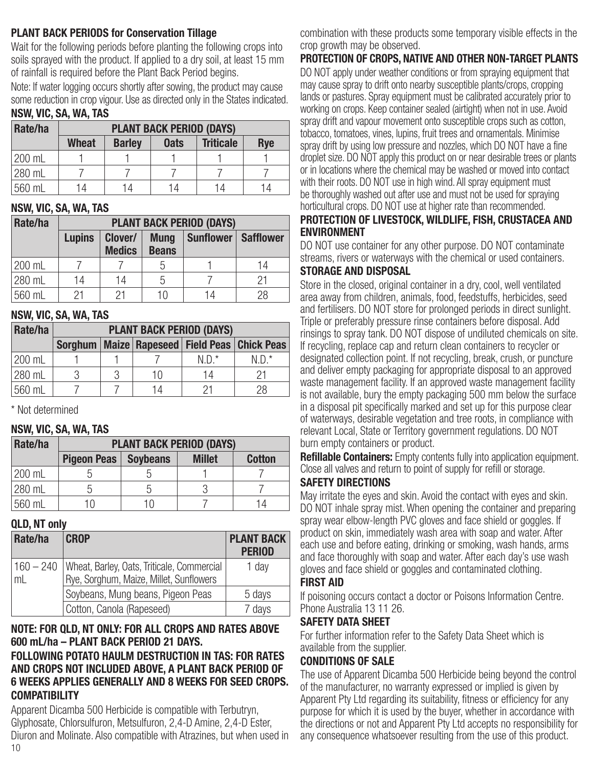## PLANT BACK PERIODS for Conservation Tillage

Wait for the following periods before planting the following crops into soils sprayed with the product. If applied to a dry soil, at least 15 mm of rainfall is required before the Plant Back Period begins.

Note: If water logging occurs shortly after sowing, the product may cause some reduction in crop vigour. Use as directed only in the States indicated.

### NSW, VIC, SA, WA, TAS

| Rate/ha | PLANT BACK PERIOD (DAYS) | | | | |
|---|---|---|---|---|---|
| | Wheat | Barley | Oats | Triticale | Rye |
| 200 mL | 1 | 1 | 1 | 1 | 1 |
| 280 mL | 7 | 7 | 7 | 7 | 7 |
| 560 mL | 14 | 14 | 14 | 14 | 14 |

### NSW, VIC, SA, WA, TAS

| Rate/ha | PLANT BACK PERIOD (DAYS) | | | | |
|---|---|---|---|---|---|
| | Lupins | Clover/ Medics | Mung Beans | Sunflower | Safflower |
| 200 mL | 7 | 7 | 5 | 1 | 14 |
| 280 mL | 14 | 14 | 5 | 7 | 21 |
| 560 mL | 21 | 21 | 10 | 14 | 28 |

### NSW, VIC, SA, WA, TAS

| Rate/ha | PLANT BACK PERIOD (DAYS) | | | | |
|---|---|---|---|---|---|
| | Sorghum | Maize | Rapeseed | Field Peas | Chick Peas |
| 200 mL | 1 | 1 | 7 | N.D.* | N.D.* |
| 280 mL | 3 | 3 | 10 | 14 | 21 |
| 560 mL | 7 | 7 | 14 | 21 | 28 |

\* Not determined

### NSW, VIC, SA, WA, TAS

| Rate/ha | PLANT BACK PERIOD (DAYS) | | | |
|---|---|---|---|---|
| | Pigeon Peas | Soybeans | Millet | Cotton |
| 200 mL | 5 | 5 | 1 | 7 |
| 280 mL | 5 | 5 | 3 | 7 |
| 560 mL | 10 | 10 | 7 | 14 |

### QLD, NT only

| Rate/ha | CROP | PLANT BACK PERIOD |
|---|---|---|
| 160 – 240 mL | Wheat, Barley, Oats, Triticale, Commercial Rye, Sorghum, Maize, Millet, Sunflowers | 1 day |
| | Soybeans, Mung beans, Pigeon Peas | 5 days |
| | Cotton, Canola (Rapeseed) | 7 days |

**NOTE: FOR QLD, NT ONLY: FOR ALL CROPS AND RATES ABOVE 600 mL/ha – PLANT BACK PERIOD 21 DAYS.**

**FOLLOWING POTATO HAULM DESTRUCTION IN TAS: FOR RATES AND CROPS NOT INCLUDED ABOVE, A PLANT BACK PERIOD OF 6 WEEKS APPLIES GENERALLY AND 8 WEEKS FOR SEED CROPS.**

## COMPATIBILITY

Apparent Dicamba 500 Herbicide is compatible with Terbutryn, Glyphosate, Chlorsulfuron, Metsulfuron, 2,4-D Amine, 2,4-D Ester, Diuron and Molinate. Also compatible with Atrazines, but when used in combination with these products some temporary visible effects in the crop growth may be observed.

## PROTECTION OF CROPS, NATIVE AND OTHER NON-TARGET PLANTS

DO NOT apply under weather conditions or from spraying equipment that may cause spray to drift onto nearby susceptible plants/crops, cropping lands or pastures. Spray equipment must be calibrated accurately prior to working on crops. Keep container sealed (airtight) when not in use. Avoid spray drift and vapour movement onto susceptible crops such as cotton, tobacco, tomatoes, vines, lupins, fruit trees and ornamentals. Minimise spray drift by using low pressure and nozzles, which DO NOT have a fine droplet size. DO NOT apply this product on or near desirable trees or plants or in locations where the chemical may be washed or moved into contact with their roots. DO NOT use in high wind. All spray equipment must be thoroughly washed out after use and must not be used for spraying horticultural crops. DO NOT use at higher rate than recommended.

## PROTECTION OF LIVESTOCK, WILDLIFE, FISH, CRUSTACEA AND ENVIRONMENT

DO NOT use container for any other purpose. DO NOT contaminate streams, rivers or waterways with the chemical or used containers.

## STORAGE AND DISPOSAL

Store in the closed, original container in a dry, cool, well ventilated area away from children, animals, food, feedstuffs, herbicides, seed and fertilisers. DO NOT store for prolonged periods in direct sunlight. Triple or preferably pressure rinse containers before disposal. Add rinsings to spray tank. DO NOT dispose of undiluted chemicals on site. If recycling, replace cap and return clean containers to recycler or designated collection point. If not recycling, break, crush, or puncture and deliver empty packaging for appropriate disposal to an approved waste management facility. If an approved waste management facility is not available, bury the empty packaging 500 mm below the surface in a disposal pit specifically marked and set up for this purpose clear of waterways, desirable vegetation and tree roots, in compliance with relevant Local, State or Territory government regulations. DO NOT burn empty containers or product.

**Refillable Containers:** Empty contents fully into application equipment. Close all valves and return to point of supply for refill or storage.

## SAFETY DIRECTIONS

May irritate the eyes and skin. Avoid the contact with eyes and skin. DO NOT inhale spray mist. When opening the container and preparing spray wear elbow-length PVC gloves and face shield or goggles. If product on skin, immediately wash area with soap and water. After each use and before eating, drinking or smoking, wash hands, arms and face thoroughly with soap and water. After each day's use wash gloves and face shield or goggles and contaminated clothing.

## FIRST AID

If poisoning occurs contact a doctor or Poisons Information Centre. Phone Australia 13 11 26.

## SAFETY DATA SHEET

For further information refer to the Safety Data Sheet which is available from the supplier.

## CONDITIONS OF SALE

The use of Apparent Dicamba 500 Herbicide being beyond the control of the manufacturer, no warranty expressed or implied is given by Apparent Pty Ltd regarding its suitability, fitness or efficiency for any purpose for which it is used by the buyer, whether in accordance with the directions or not and Apparent Pty Ltd accepts no responsibility for any consequence whatsoever resulting from the use of this product.